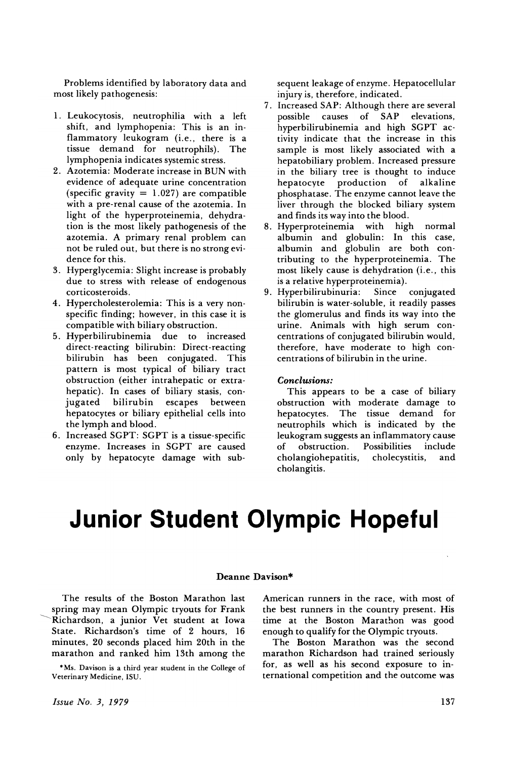Problems identified by laboratory data and most likely pathogenesis:

1. Leukocytosis, neutrophilia with a left shift, and lymphopenia: This is an inflammatory leukogram (i.e., there is a tissue demand for neutrophils). The lymphopenia indicates systemic stress.
2. Azotemia: Moderate increase in BUN with evidence of adequate urine concentration (specific gravity = 1.027) are compatible with a pre-renal cause of the azotemia. In light of the hyperproteinemia, dehydration is the most likely pathogenesis of the azotemia. A primary renal problem can not be ruled out, but there is no strong evidence for this.
3. Hyperglycemia: Slight increase is probably due to stress with release of endogenous corticosteroids.
4. Hypercholesterolemia: This is a very nonspecific finding; however, in this case it is compatible with biliary obstruction.
5. Hyperbilirubinemia due to increased direct-reacting bilirubin: Direct-reacting bilirubin has been conjugated. This pattern is most typical of biliary tract obstruction (either intrahepatic or extrahepatic). In cases of biliary stasis, conjugated bilirubin escapes between hepatocytes or biliary epithelial cells into the lymph and blood.
6. Increased SGPT: SGPT is a tissue-specific enzyme. Increases in SGPT are caused only by hepatocyte damage with subsequent leakage of enzyme. Hepatocellular injury is, therefore, indicated.
7. Increased SAP: Although there are several possible causes of SAP elevations, hyperbilirubinemia and high SGPT activity indicate that the increase in this sample is most likely associated with a hepatobiliary problem. Increased pressure in the biliary tree is thought to induce hepatocyte production of alkaline phosphatase. The enzyme cannot leave the liver through the blocked biliary system and finds its way into the blood.
8. Hyperproteinemia with high normal albumin and globulin: In this case, albumin and globulin are both contributing to the hyperproteinemia. The most likely cause is dehydration (i.e., this is a relative hyperproteinemia).
9. Hyperbilirubinuria: Since conjugated bilirubin is water-soluble, it readily passes the glomerulus and finds its way into the urine. Animals with high serum concentrations of conjugated bilirubin would, therefore, have moderate to high concentrations of bilirubin in the urine.

***Conclusions:***

This appears to be a case of biliary obstruction with moderate damage to hepatocytes. The tissue demand for neutrophils which is indicated by the leukogram suggests an inflammatory cause of obstruction. Possibilities include cholangiohepatitis, cholecystitis, and cholangitis.

# Junior Student Olympic Hopeful

**Deanne Davison***

The results of the Boston Marathon last spring may mean Olympic tryouts for Frank Richardson, a junior Vet student at Iowa State. Richardson's time of 2 hours, 16 minutes, 20 seconds placed him 20th in the marathon and ranked him 13th among the American runners in the race, with most of the best runners in the country present. His time at the Boston Marathon was good enough to qualify for the Olympic tryouts.

The Boston Marathon was the second marathon Richardson had trained seriously for, as well as his second exposure to international competition and the outcome was

*Ms. Davison is a third year student in the College of Veterinary Medicine, ISU.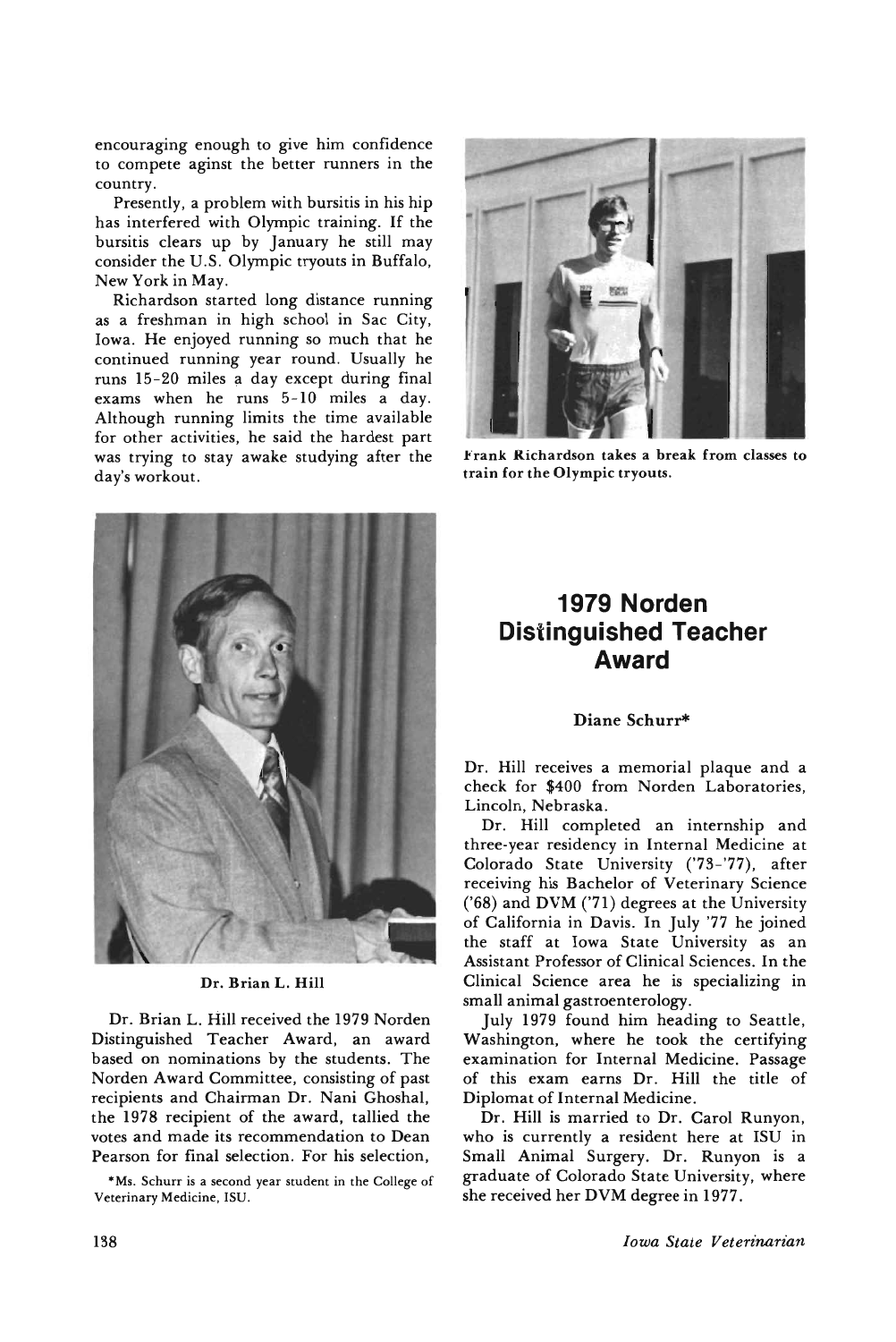encouraging enough to give him confidence to compete aginst the better runners in the country.

Presently, a problem with bursitis in his hip has interfered with Olympic training. If the bursitis clears up by January he still may consider the U.S. Olympic tryouts in Buffalo, New York in May.

Richardson started long distance running as a freshman in high school in Sac City, Iowa. He enjoyed running so much that he continued running year round. Usually he runs 15-20 miles a day except during final exams when he runs 5-10 miles a day. Although running limits the time available for other activities, he said the hardest part was trying to stay awake studying after the day's workout.

Frank Richardson takes a break from classes to train for the Olympic tryouts.

Dr. Brian L. Hill

# 1979 Norden Distinguished Teacher Award

**Diane Schurr***

Dr. Brian L. Hill received the 1979 Norden Distinguished Teacher Award, an award based on nominations by the students. The Norden Award Committee, consisting of past recipients and Chairman Dr. Nani Ghoshal, the 1978 recipient of the award, tallied the votes and made its recommendation to Dean Pearson for final selection. For his selection, Dr. Hill receives a memorial plaque and a check for $400 from Norden Laboratories, Lincoln, Nebraska.

Dr. Hill completed an internship and three-year residency in Internal Medicine at Colorado State University ('73-'77), after receiving his Bachelor of Veterinary Science ('68) and DVM ('71) degrees at the University of California in Davis. In July '77 he joined the staff at Iowa State University as an Assistant Professor of Clinical Sciences. In the Clinical Science area he is specializing in small animal gastroenterology.

July 1979 found him heading to Seattle, Washington, where he took the certifying examination for Internal Medicine. Passage of this exam earns Dr. Hill the title of Diplomat of Internal Medicine.

Dr. Hill is married to Dr. Carol Runyon, who is currently a resident here at ISU in Small Animal Surgery. Dr. Runyon is a graduate of Colorado State University, where she received her DVM degree in 1977.

*Ms. Schurr is a second year student in the College of Veterinary Medicine, ISU.